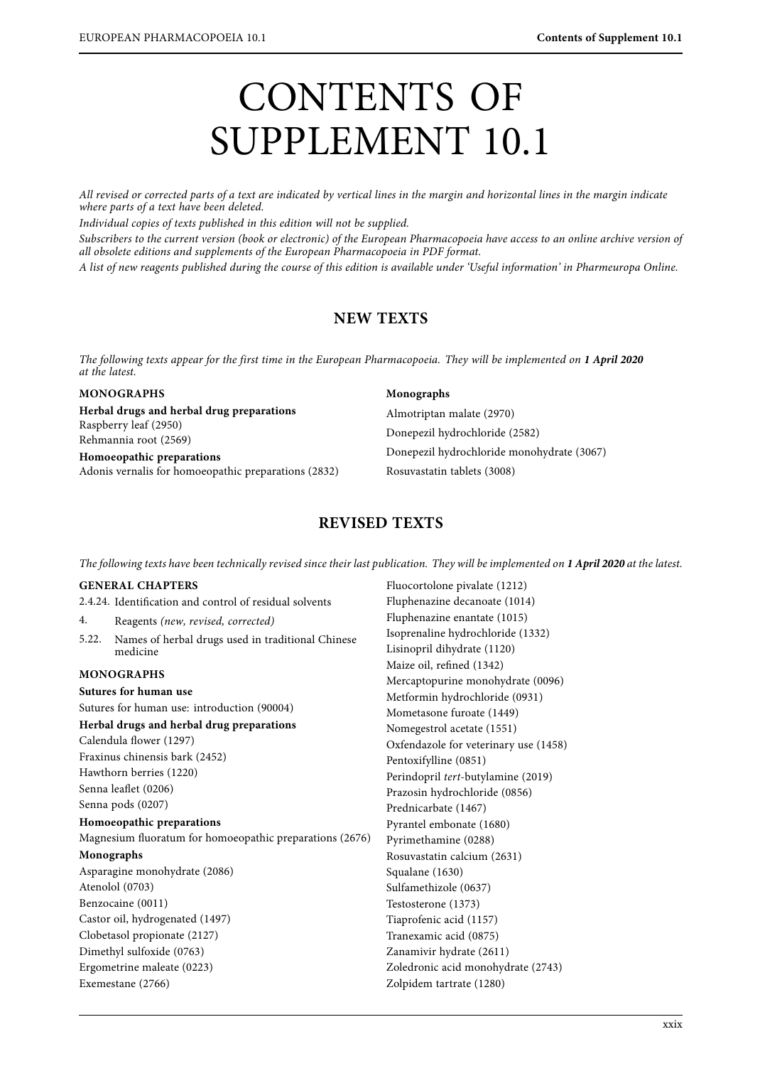# CONTENTS OF SUPPLEMENT 10.1

*All revised or corrected parts of a text are indicated by vertical lines in the margin and horizontal lines in the margin indicate where parts of a text have been deleted.*

*Individual copies of texts published in this edition will not be supplied.*

*Subscribers to the current version (book or electronic) of the European Pharmacopoeia have access to an online archive version of all obsolete editions and supplements of the European Pharmacopoeia in PDF format.*

*A list of new reagents published during the course of this edition is available under 'Useful information' in Pharmeuropa Online.*

## NEW TEXTS

*The following texts appear for the first time in the European Pharmacopoeia. They will be implemented on* ***1 April 2020*** *at the latest.*

**MONOGRAPHS**

**Herbal drugs and herbal drug preparations**

Raspberry leaf (2950)

Rehmannia root (2569)

**Homoeopathic preparations**

Adonis vernalis for homoeopathic preparations (2832)

**Monographs**

Almotriptan malate (2970)

Donepezil hydrochloride (2582)

Donepezil hydrochloride monohydrate (3067)

Rosuvastatin tablets (3008)

## REVISED TEXTS

*The following texts have been technically revised since their last publication. They will be implemented on* ***1 April 2020*** *at the latest.*

**GENERAL CHAPTERS**

2.4.24. Identification and control of residual solvents

4. Reagents *(new, revised, corrected)*

5.22. Names of herbal drugs used in traditional Chinese medicine

**MONOGRAPHS**

**Sutures for human use**

Sutures for human use: introduction (90004)

**Herbal drugs and herbal drug preparations**

Calendula flower (1297)

Fraxinus chinensis bark (2452)

Hawthorn berries (1220)

Senna leaflet (0206)

Senna pods (0207)

**Homoeopathic preparations**

Magnesium fluoratum for homoeopathic preparations (2676)

**Monographs**

Asparagine monohydrate (2086)

Atenolol (0703)

Benzocaine (0011)

Castor oil, hydrogenated (1497)

Clobetasol propionate (2127)

Dimethyl sulfoxide (0763)

Ergometrine maleate (0223)

Exemestane (2766)

Fluocortolone pivalate (1212)

Fluphenazine decanoate (1014)

Fluphenazine enantate (1015)

Isoprenaline hydrochloride (1332)

Lisinopril dihydrate (1120)

Maize oil, refined (1342)

Mercaptopurine monohydrate (0096)

Metformin hydrochloride (0931)

Mometasone furoate (1449)

Nomegestrol acetate (1551)

Oxfendazole for veterinary use (1458)

Pentoxifylline (0851)

Perindopril *tert*-butylamine (2019)

Prazosin hydrochloride (0856)

Prednicarbate (1467)

Pyrantel embonate (1680)

Pyrimethamine (0288)

Rosuvastatin calcium (2631)

Squalane (1630)

Sulfamethizole (0637)

Testosterone (1373)

Tiaprofenic acid (1157)

Tranexamic acid (0875)

Zanamivir hydrate (2611)

Zoledronic acid monohydrate (2743)

Zolpidem tartrate (1280)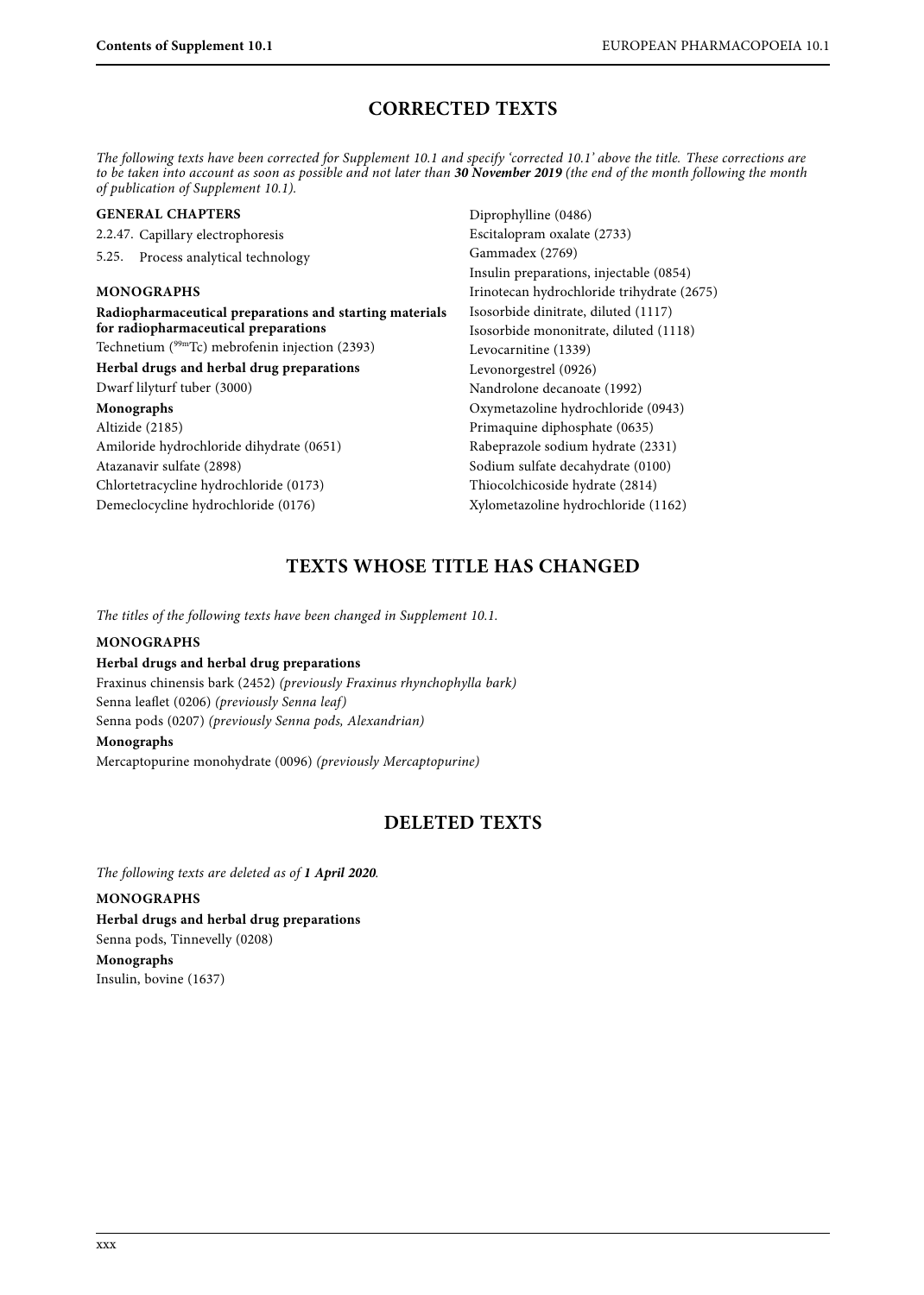## CORRECTED TEXTS

*The following texts have been corrected for Supplement 10.1 and specify 'corrected 10.1' above the title. These corrections are to be taken into account as soon as possible and not later than* ***30 November 2019*** *(the end of the month following the month of publication of Supplement 10.1).*

**GENERAL CHAPTERS**

2.2.47. Capillary electrophoresis

5.25. Process analytical technology

**MONOGRAPHS**

**Radiopharmaceutical preparations and starting materials for radiopharmaceutical preparations**

Technetium ($^{99m}$Tc) mebrofenin injection (2393)

**Herbal drugs and herbal drug preparations**

Dwarf lilyturf tuber (3000)

**Monographs**

Altizide (2185)
Amiloride hydrochloride dihydrate (0651)
Atazanavir sulfate (2898)
Chlortetracycline hydrochloride (0173)
Demeclocycline hydrochloride (0176)
Diprophylline (0486)
Escitalopram oxalate (2733)
Gammadex (2769)
Insulin preparations, injectable (0854)
Irinotecan hydrochloride trihydrate (2675)
Isosorbide dinitrate, diluted (1117)
Isosorbide mononitrate, diluted (1118)
Levocarnitine (1339)
Levonorgestrel (0926)
Nandrolone decanoate (1992)
Oxymetazoline hydrochloride (0943)
Primaquine diphosphate (0635)
Rabeprazole sodium hydrate (2331)
Sodium sulfate decahydrate (0100)
Thiocolchicoside hydrate (2814)
Xylometazoline hydrochloride (1162)

## TEXTS WHOSE TITLE HAS CHANGED

*The titles of the following texts have been changed in Supplement 10.1.*

**MONOGRAPHS**

**Herbal drugs and herbal drug preparations**

Fraxinus chinensis bark (2452) *(previously Fraxinus rhynchophylla bark)*
Senna leaflet (0206) *(previously Senna leaf)*
Senna pods (0207) *(previously Senna pods, Alexandrian)*

**Monographs**

Mercaptopurine monohydrate (0096) *(previously Mercaptopurine)*

## DELETED TEXTS

*The following texts are deleted as of* ***1 April 2020****.*

**MONOGRAPHS**

**Herbal drugs and herbal drug preparations**

Senna pods, Tinnevelly (0208)

**Monographs**

Insulin, bovine (1637)